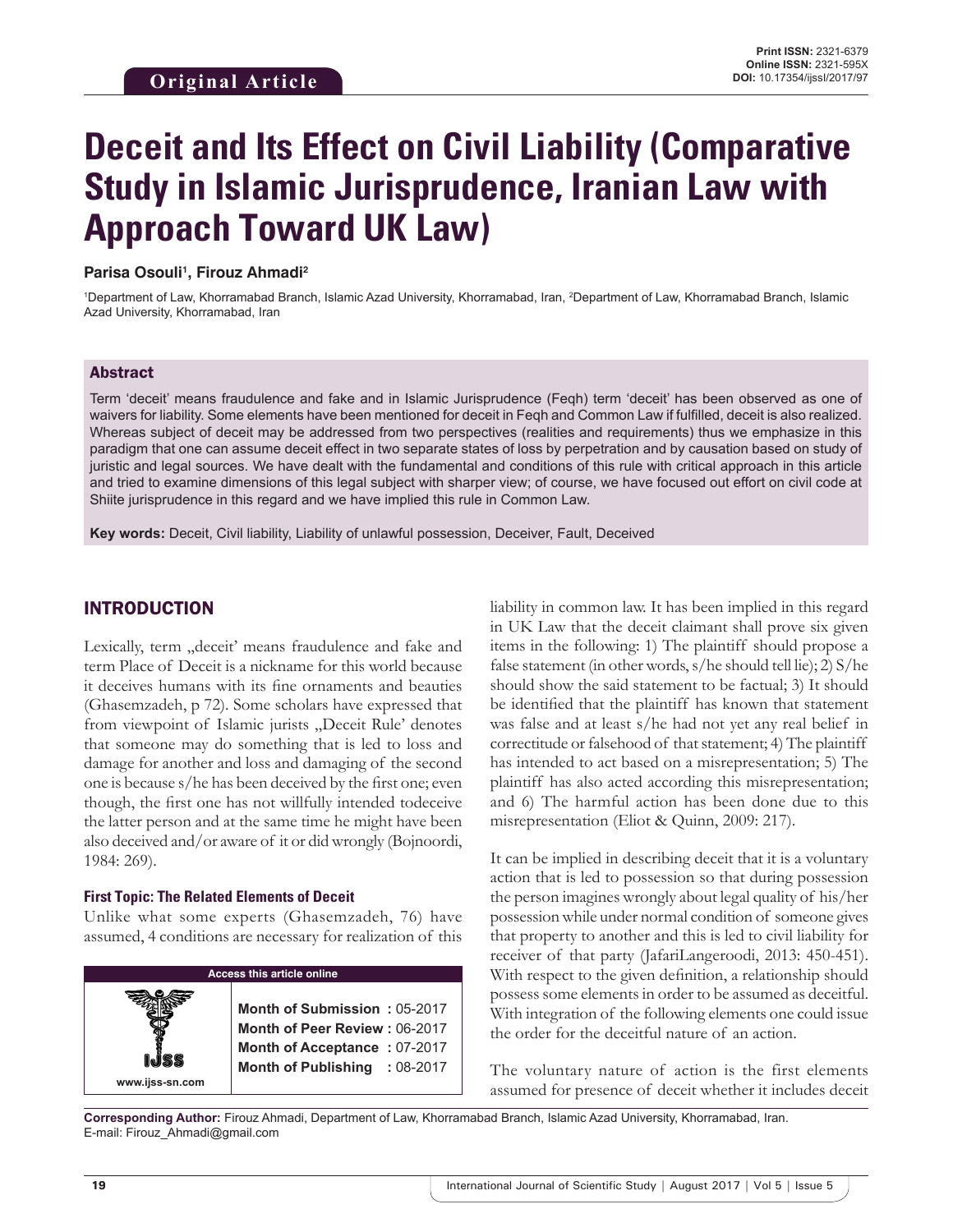**Original Article**

**Print ISSN:** 2321-6379
**Online ISSN:** 2321-595X
**DOI:** 10.17354/ijssI/2017/97

# Deceit and Its Effect on Civil Liability (Comparative Study in Islamic Jurisprudence, Iranian Law with Approach Toward UK Law)

**Parisa Osouli[1], Firouz Ahmadi[2]**

[1]Department of Law, Khorramabad Branch, Islamic Azad University, Khorramabad, Iran, [2]Department of Law, Khorramabad Branch, Islamic Azad University, Khorramabad, Iran

## Abstract

Term 'deceit' means fraudulence and fake and in Islamic Jurisprudence (Feqh) term 'deceit' has been observed as one of waivers for liability. Some elements have been mentioned for deceit in Feqh and Common Law if fulfilled, deceit is also realized. Whereas subject of deceit may be addressed from two perspectives (realities and requirements) thus we emphasize in this paradigm that one can assume deceit effect in two separate states of loss by perpetration and by causation based on study of juristic and legal sources. We have dealt with the fundamental and conditions of this rule with critical approach in this article and tried to examine dimensions of this legal subject with sharper view; of course, we have focused out effort on civil code at Shiite jurisprudence in this regard and we have implied this rule in Common Law.

**Key words:** Deceit, Civil liability, Liability of unlawful possession, Deceiver, Fault, Deceived

## INTRODUCTION

Lexically, term „deceit' means fraudulence and fake and term Place of Deceit is a nickname for this world because it deceives humans with its fine ornaments and beauties (Ghasemzadeh, p 72). Some scholars have expressed that from viewpoint of Islamic jurists „Deceit Rule' denotes that someone may do something that is led to loss and damage for another and loss and damaging of the second one is because s/he has been deceived by the first one; even though, the first one has not willfully intended todeceive the latter person and at the same time he might have been also deceived and/or aware of it or did wrongly (Bojnoordi, 1984: 269).

### First Topic: The Related Elements of Deceit

Unlike what some experts (Ghasemzadeh, 76) have assumed, 4 conditions are necessary for realization of this liability in common law. It has been implied in this regard in UK Law that the deceit claimant shall prove six given items in the following: 1) The plaintiff should propose a false statement (in other words, s/he should tell lie); 2) S/he should show the said statement to be factual; 3) It should be identified that the plaintiff has known that statement was false and at least s/he had not yet any real belief in correctitude or falsehood of that statement; 4) The plaintiff has intended to act based on a misrepresentation; 5) The plaintiff has also acted according this misrepresentation; and 6) The harmful action has been done due to this misrepresentation (Eliot & Quinn, 2009: 217).

It can be implied in describing deceit that it is a voluntary action that is led to possession so that during possession the person imagines wrongly about legal quality of his/her possession while under normal condition of someone gives that property to another and this is led to civil liability for receiver of that party (JafariLangeroodi, 2013: 450-451). With respect to the given definition, a relationship should possess some elements in order to be assumed as deceitful. With integration of the following elements one could issue the order for the deceitful nature of an action.

The voluntary nature of action is the first elements assumed for presence of deceit whether it includes deceit

| Access this article online | |
|---|---|
| www.ijss-sn.com | **Month of Submission :** 05-2017 |
| | **Month of Peer Review :** 06-2017 |
| | **Month of Acceptance :** 07-2017 |
| | **Month of Publishing :** 08-2017 |

**Corresponding Author:** Firouz Ahmadi, Department of Law, Khorramabad Branch, Islamic Azad University, Khorramabad, Iran. E-mail: Firouz_Ahmadi@gmail.com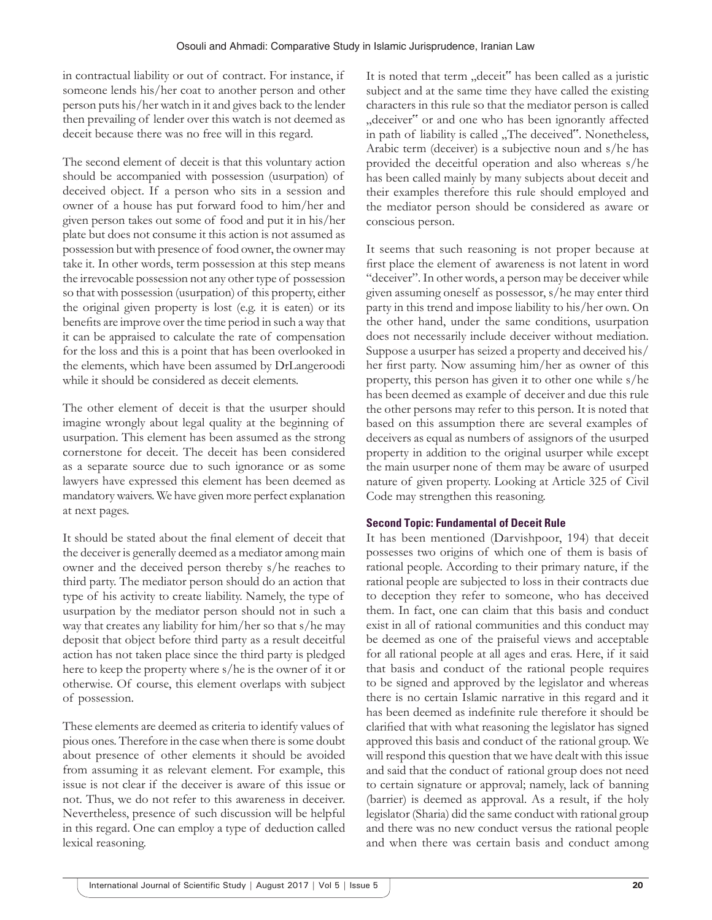in contractual liability or out of contract. For instance, if someone lends his/her coat to another person and other person puts his/her watch in it and gives back to the lender then prevailing of lender over this watch is not deemed as deceit because there was no free will in this regard.

The second element of deceit is that this voluntary action should be accompanied with possession (usurpation) of deceived object. If a person who sits in a session and owner of a house has put forward food to him/her and given person takes out some of food and put it in his/her plate but does not consume it this action is not assumed as possession but with presence of food owner, the owner may take it. In other words, term possession at this step means the irrevocable possession not any other type of possession so that with possession (usurpation) of this property, either the original given property is lost (e.g. it is eaten) or its benefits are improve over the time period in such a way that it can be appraised to calculate the rate of compensation for the loss and this is a point that has been overlooked in the elements, which have been assumed by DrLangeroodi while it should be considered as deceit elements.

The other element of deceit is that the usurper should imagine wrongly about legal quality at the beginning of usurpation. This element has been assumed as the strong cornerstone for deceit. The deceit has been considered as a separate source due to such ignorance or as some lawyers have expressed this element has been deemed as mandatory waivers. We have given more perfect explanation at next pages.

It should be stated about the final element of deceit that the deceiver is generally deemed as a mediator among main owner and the deceived person thereby s/he reaches to third party. The mediator person should do an action that type of his activity to create liability. Namely, the type of usurpation by the mediator person should not in such a way that creates any liability for him/her so that s/he may deposit that object before third party as a result deceitful action has not taken place since the third party is pledged here to keep the property where s/he is the owner of it or otherwise. Of course, this element overlaps with subject of possession.

These elements are deemed as criteria to identify values of pious ones. Therefore in the case when there is some doubt about presence of other elements it should be avoided from assuming it as relevant element. For example, this issue is not clear if the deceiver is aware of this issue or not. Thus, we do not refer to this awareness in deceiver. Nevertheless, presence of such discussion will be helpful in this regard. One can employ a type of deduction called lexical reasoning.

It is noted that term „deceit" has been called as a juristic subject and at the same time they have called the existing characters in this rule so that the mediator person is called „deceiver" or and one who has been ignorantly affected in path of liability is called „The deceived". Nonetheless, Arabic term (deceiver) is a subjective noun and s/he has provided the deceitful operation and also whereas s/he has been called mainly by many subjects about deceit and their examples therefore this rule should employed and the mediator person should be considered as aware or conscious person.

It seems that such reasoning is not proper because at first place the element of awareness is not latent in word "deceiver". In other words, a person may be deceiver while given assuming oneself as possessor, s/he may enter third party in this trend and impose liability to his/her own. On the other hand, under the same conditions, usurpation does not necessarily include deceiver without mediation. Suppose a usurper has seized a property and deceived his/her first party. Now assuming him/her as owner of this property, this person has given it to other one while s/he has been deemed as example of deceiver and due this rule the other persons may refer to this person. It is noted that based on this assumption there are several examples of deceivers as equal as numbers of assignors of the usurped property in addition to the original usurper while except the main usurper none of them may be aware of usurped nature of given property. Looking at Article 325 of Civil Code may strengthen this reasoning.

### Second Topic: Fundamental of Deceit Rule

It has been mentioned (Darvishpoor, 194) that deceit possesses two origins of which one of them is basis of rational people. According to their primary nature, if the rational people are subjected to loss in their contracts due to deception they refer to someone, who has deceived them. In fact, one can claim that this basis and conduct exist in all of rational communities and this conduct may be deemed as one of the praiseful views and acceptable for all rational people at all ages and eras. Here, if it said that basis and conduct of the rational people requires to be signed and approved by the legislator and whereas there is no certain Islamic narrative in this regard and it has been deemed as indefinite rule therefore it should be clarified that with what reasoning the legislator has signed approved this basis and conduct of the rational group. We will respond this question that we have dealt with this issue and said that the conduct of rational group does not need to certain signature or approval; namely, lack of banning (barrier) is deemed as approval. As a result, if the holy legislator (Sharia) did the same conduct with rational group and there was no new conduct versus the rational people and when there was certain basis and conduct among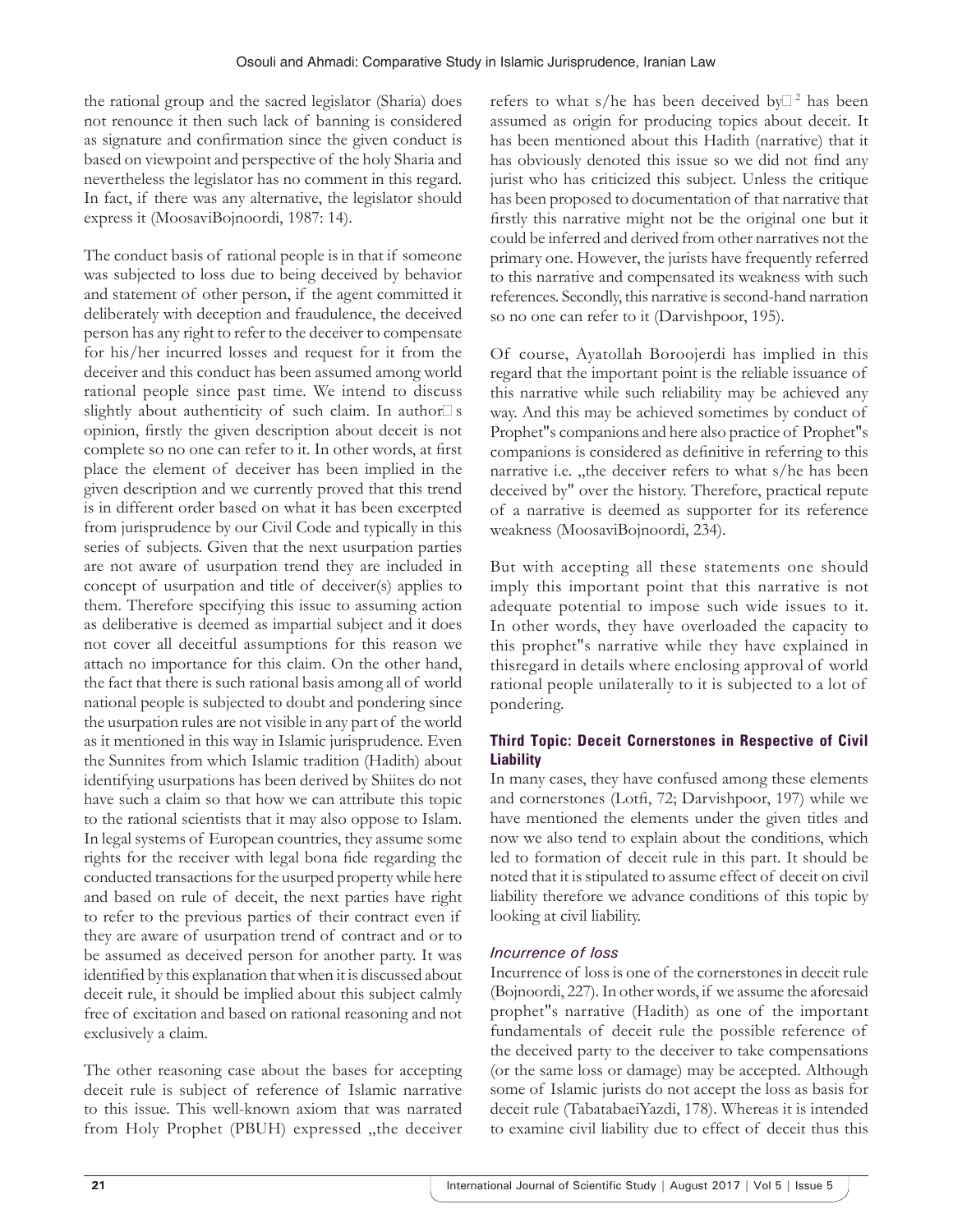the rational group and the sacred legislator (Sharia) does not renounce it then such lack of banning is considered as signature and confirmation since the given conduct is based on viewpoint and perspective of the holy Sharia and nevertheless the legislator has no comment in this regard. In fact, if there was any alternative, the legislator should express it (MoosaviBojnoordi, 1987: 14).

The conduct basis of rational people is in that if someone was subjected to loss due to being deceived by behavior and statement of other person, if the agent committed it deliberately with deception and fraudulence, the deceived person has any right to refer to the deceiver to compensate for his/her incurred losses and request for it from the deceiver and this conduct has been assumed among world rational people since past time. We intend to discuss slightly about authenticity of such claim. In author□s opinion, firstly the given description about deceit is not complete so no one can refer to it. In other words, at first place the element of deceiver has been implied in the given description and we currently proved that this trend is in different order based on what it has been excerpted from jurisprudence by our Civil Code and typically in this series of subjects. Given that the next usurpation parties are not aware of usurpation trend they are included in concept of usurpation and title of deceiver(s) applies to them. Therefore specifying this issue to assuming action as deliberative is deemed as impartial subject and it does not cover all deceitful assumptions for this reason we attach no importance for this claim. On the other hand, the fact that there is such rational basis among all of world national people is subjected to doubt and pondering since the usurpation rules are not visible in any part of the world as it mentioned in this way in Islamic jurisprudence. Even the Sunnites from which Islamic tradition (Hadith) about identifying usurpations has been derived by Shiites do not have such a claim so that how we can attribute this topic to the rational scientists that it may also oppose to Islam. In legal systems of European countries, they assume some rights for the receiver with legal bona fide regarding the conducted transactions for the usurped property while here and based on rule of deceit, the next parties have right to refer to the previous parties of their contract even if they are aware of usurpation trend of contract and or to be assumed as deceived person for another party. It was identified by this explanation that when it is discussed about deceit rule, it should be implied about this subject calmly free of excitation and based on rational reasoning and not exclusively a claim.

The other reasoning case about the bases for accepting deceit rule is subject of reference of Islamic narrative to this issue. This well-known axiom that was narrated from Holy Prophet (PBUH) expressed „the deceiver refers to what s/he has been deceived by□[2] has been assumed as origin for producing topics about deceit. It has been mentioned about this Hadith (narrative) that it has obviously denoted this issue so we did not find any jurist who has criticized this subject. Unless the critique has been proposed to documentation of that narrative that firstly this narrative might not be the original one but it could be inferred and derived from other narratives not the primary one. However, the jurists have frequently referred to this narrative and compensated its weakness with such references. Secondly, this narrative is second-hand narration so no one can refer to it (Darvishpoor, 195).

Of course, Ayatollah Boroojerdi has implied in this regard that the important point is the reliable issuance of this narrative while such reliability may be achieved any way. And this may be achieved sometimes by conduct of Prophet"s companions and here also practice of Prophet"s companions is considered as definitive in referring to this narrative i.e. „the deceiver refers to what s/he has been deceived by" over the history. Therefore, practical repute of a narrative is deemed as supporter for its reference weakness (MoosaviBojnoordi, 234).

But with accepting all these statements one should imply this important point that this narrative is not adequate potential to impose such wide issues to it. In other words, they have overloaded the capacity to this prophet"s narrative while they have explained in thisregard in details where enclosing approval of world rational people unilaterally to it is subjected to a lot of pondering.

### Third Topic: Deceit Cornerstones in Respective of Civil Liability

In many cases, they have confused among these elements and cornerstones (Lotfi, 72; Darvishpoor, 197) while we have mentioned the elements under the given titles and now we also tend to explain about the conditions, which led to formation of deceit rule in this part. It should be noted that it is stipulated to assume effect of deceit on civil liability therefore we advance conditions of this topic by looking at civil liability.

#### *Incurrence of loss*

Incurrence of loss is one of the cornerstones in deceit rule (Bojnoordi, 227). In other words, if we assume the aforesaid prophet"s narrative (Hadith) as one of the important fundamentals of deceit rule the possible reference of the deceived party to the deceiver to take compensations (or the same loss or damage) may be accepted. Although some of Islamic jurists do not accept the loss as basis for deceit rule (TabatabaeiYazdi, 178). Whereas it is intended to examine civil liability due to effect of deceit thus this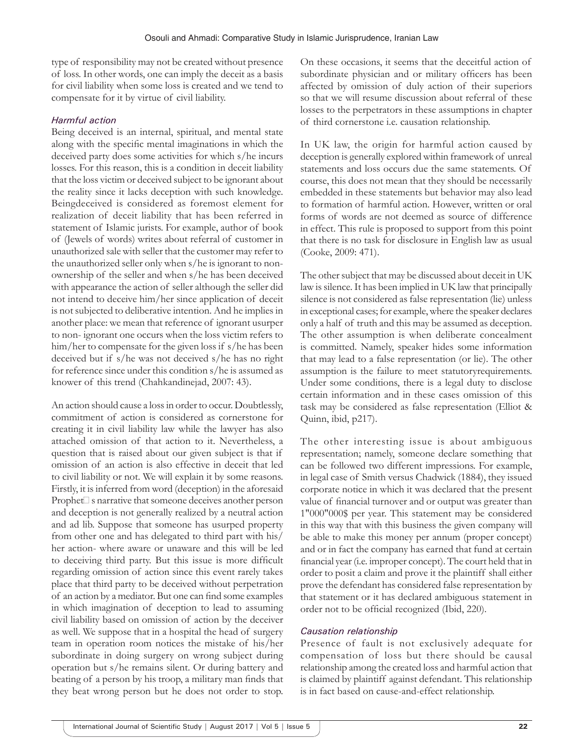type of responsibility may not be created without presence of loss. In other words, one can imply the deceit as a basis for civil liability when some loss is created and we tend to compensate for it by virtue of civil liability.

### *Harmful action*

Being deceived is an internal, spiritual, and mental state along with the specific mental imaginations in which the deceived party does some activities for which s/he incurs losses. For this reason, this is a condition in deceit liability that the loss victim or deceived subject to be ignorant about the reality since it lacks deception with such knowledge. Beingdeceived is considered as foremost element for realization of deceit liability that has been referred in statement of Islamic jurists. For example, author of book of (Jewels of words) writes about referral of customer in unauthorized sale with seller that the customer may refer to the unauthorized seller only when s/he is ignorant to non-ownership of the seller and when s/he has been deceived with appearance the action of seller although the seller did not intend to deceive him/her since application of deceit is not subjected to deliberative intention. And he implies in another place: we mean that reference of ignorant usurper to non- ignorant one occurs when the loss victim refers to him/her to compensate for the given loss if s/he has been deceived but if s/he was not deceived s/he has no right for reference since under this condition s/he is assumed as knower of this trend (Chahkandinejad, 2007: 43).

An action should cause a loss in order to occur. Doubtlessly, commitment of action is considered as cornerstone for creating it in civil liability law while the lawyer has also attached omission of that action to it. Nevertheless, a question that is raised about our given subject is that if omission of an action is also effective in deceit that led to civil liability or not. We will explain it by some reasons. Firstly, it is inferred from word (deception) in the aforesaid Prophet s narrative that someone deceives another person and deception is not generally realized by a neutral action and ad lib. Suppose that someone has usurped property from other one and has delegated to third part with his/her action- where aware or unaware and this will be led to deceiving third party. But this issue is more difficult regarding omission of action since this event rarely takes place that third party to be deceived without perpetration of an action by a mediator. But one can find some examples in which imagination of deception to lead to assuming civil liability based on omission of action by the deceiver as well. We suppose that in a hospital the head of surgery team in operation room notices the mistake of his/her subordinate in doing surgery on wrong subject during operation but s/he remains silent. Or during battery and beating of a person by his troop, a military man finds that they beat wrong person but he does not order to stop. On these occasions, it seems that the deceitful action of subordinate physician and or military officers has been affected by omission of duly action of their superiors so that we will resume discussion about referral of these losses to the perpetrators in these assumptions in chapter of third cornerstone i.e. causation relationship.

In UK law, the origin for harmful action caused by deception is generally explored within framework of unreal statements and loss occurs due the same statements. Of course, this does not mean that they should be necessarily embedded in these statements but behavior may also lead to formation of harmful action. However, written or oral forms of words are not deemed as source of difference in effect. This rule is proposed to support from this point that there is no task for disclosure in English law as usual (Cooke, 2009: 471).

The other subject that may be discussed about deceit in UK law is silence. It has been implied in UK law that principally silence is not considered as false representation (lie) unless in exceptional cases; for example, where the speaker declares only a half of truth and this may be assumed as deception. The other assumption is when deliberate concealment is committed. Namely, speaker hides some information that may lead to a false representation (or lie). The other assumption is the failure to meet statutoryrequirements. Under some conditions, there is a legal duty to disclose certain information and in these cases omission of this task may be considered as false representation (Elliot & Quinn, ibid, p217).

The other interesting issue is about ambiguous representation; namely, someone declare something that can be followed two different impressions. For example, in legal case of Smith versus Chadwick (1884), they issued corporate notice in which it was declared that the present value of financial turnover and or output was greater than 1"000"000$ per year. This statement may be considered in this way that with this business the given company will be able to make this money per annum (proper concept) and or in fact the company has earned that fund at certain financial year (i.e. improper concept). The court held that in order to posit a claim and prove it the plaintiff shall either prove the defendant has considered false representation by that statement or it has declared ambiguous statement in order not to be official recognized (Ibid, 220).

### *Causation relationship*

Presence of fault is not exclusively adequate for compensation of loss but there should be causal relationship among the created loss and harmful action that is claimed by plaintiff against defendant. This relationship is in fact based on cause-and-effect relationship.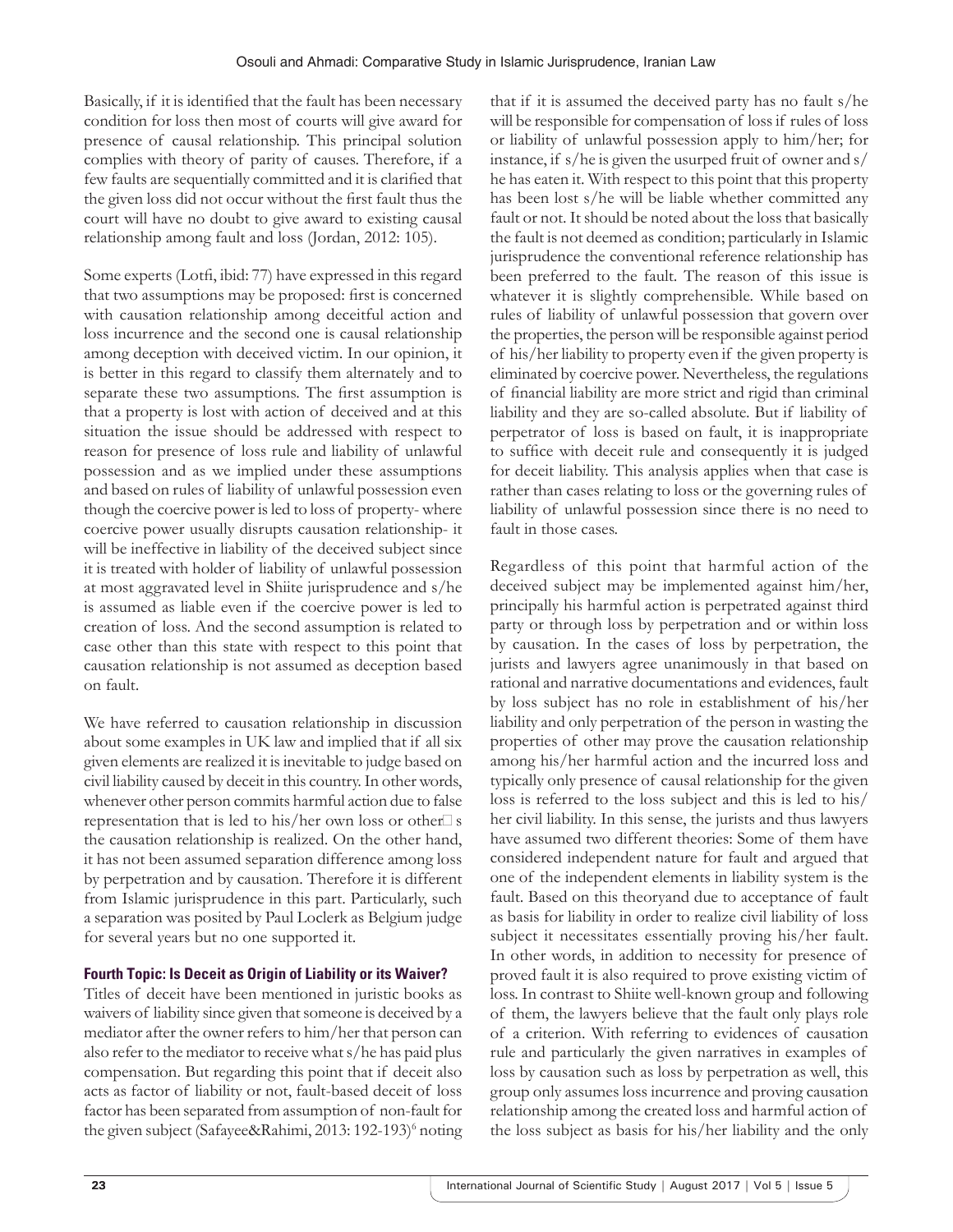Basically, if it is identified that the fault has been necessary condition for loss then most of courts will give award for presence of causal relationship. This principal solution complies with theory of parity of causes. Therefore, if a few faults are sequentially committed and it is clarified that the given loss did not occur without the first fault thus the court will have no doubt to give award to existing causal relationship among fault and loss (Jordan, 2012: 105).

Some experts (Lotfi, ibid: 77) have expressed in this regard that two assumptions may be proposed: first is concerned with causation relationship among deceitful action and loss incurrence and the second one is causal relationship among deception with deceived victim. In our opinion, it is better in this regard to classify them alternately and to separate these two assumptions. The first assumption is that a property is lost with action of deceived and at this situation the issue should be addressed with respect to reason for presence of loss rule and liability of unlawful possession and as we implied under these assumptions and based on rules of liability of unlawful possession even though the coercive power is led to loss of property- where coercive power usually disrupts causation relationship- it will be ineffective in liability of the deceived subject since it is treated with holder of liability of unlawful possession at most aggravated level in Shiite jurisprudence and s/he is assumed as liable even if the coercive power is led to creation of loss. And the second assumption is related to case other than this state with respect to this point that causation relationship is not assumed as deception based on fault.

We have referred to causation relationship in discussion about some examples in UK law and implied that if all six given elements are realized it is inevitable to judge based on civil liability caused by deceit in this country. In other words, whenever other person commits harmful action due to false representation that is led to his/her own loss or other□s the causation relationship is realized. On the other hand, it has not been assumed separation difference among loss by perpetration and by causation. Therefore it is different from Islamic jurisprudence in this part. Particularly, such a separation was posited by Paul Loclerk as Belgium judge for several years but no one supported it.

### Fourth Topic: Is Deceit as Origin of Liability or its Waiver?

Titles of deceit have been mentioned in juristic books as waivers of liability since given that someone is deceived by a mediator after the owner refers to him/her that person can also refer to the mediator to receive what s/he has paid plus compensation. But regarding this point that if deceit also acts as factor of liability or not, fault-based deceit of loss factor has been separated from assumption of non-fault for the given subject (Safayee&Rahimi, 2013: 192-193)[6] noting that if it is assumed the deceived party has no fault s/he will be responsible for compensation of loss if rules of loss or liability of unlawful possession apply to him/her; for instance, if s/he is given the usurped fruit of owner and s/he has eaten it. With respect to this point that this property has been lost s/he will be liable whether committed any fault or not. It should be noted about the loss that basically the fault is not deemed as condition; particularly in Islamic jurisprudence the conventional reference relationship has been preferred to the fault. The reason of this issue is whatever it is slightly comprehensible. While based on rules of liability of unlawful possession that govern over the properties, the person will be responsible against period of his/her liability to property even if the given property is eliminated by coercive power. Nevertheless, the regulations of financial liability are more strict and rigid than criminal liability and they are so-called absolute. But if liability of perpetrator of loss is based on fault, it is inappropriate to suffice with deceit rule and consequently it is judged for deceit liability. This analysis applies when that case is rather than cases relating to loss or the governing rules of liability of unlawful possession since there is no need to fault in those cases.

Regardless of this point that harmful action of the deceived subject may be implemented against him/her, principally his harmful action is perpetrated against third party or through loss by perpetration and or within loss by causation. In the cases of loss by perpetration, the jurists and lawyers agree unanimously in that based on rational and narrative documentations and evidences, fault by loss subject has no role in establishment of his/her liability and only perpetration of the person in wasting the properties of other may prove the causation relationship among his/her harmful action and the incurred loss and typically only presence of causal relationship for the given loss is referred to the loss subject and this is led to his/her civil liability. In this sense, the jurists and thus lawyers have assumed two different theories: Some of them have considered independent nature for fault and argued that one of the independent elements in liability system is the fault. Based on this theoryand due to acceptance of fault as basis for liability in order to realize civil liability of loss subject it necessitates essentially proving his/her fault. In other words, in addition to necessity for presence of proved fault it is also required to prove existing victim of loss. In contrast to Shiite well-known group and following of them, the lawyers believe that the fault only plays role of a criterion. With referring to evidences of causation rule and particularly the given narratives in examples of loss by causation such as loss by perpetration as well, this group only assumes loss incurrence and proving causation relationship among the created loss and harmful action of the loss subject as basis for his/her liability and the only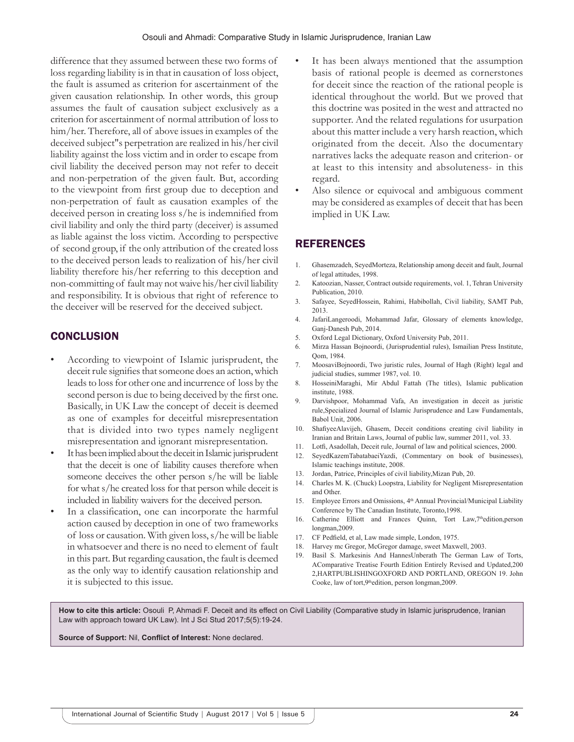difference that they assumed between these two forms of loss regarding liability is in that in causation of loss object, the fault is assumed as criterion for ascertainment of the given causation relationship. In other words, this group assumes the fault of causation subject exclusively as a criterion for ascertainment of normal attribution of loss to him/her. Therefore, all of above issues in examples of the deceived subject"s perpetration are realized in his/her civil liability against the loss victim and in order to escape from civil liability the deceived person may not refer to deceit and non-perpetration of the given fault. But, according to the viewpoint from first group due to deception and non-perpetration of fault as causation examples of the deceived person in creating loss s/he is indemnified from civil liability and only the third party (deceiver) is assumed as liable against the loss victim. According to perspective of second group, if the only attribution of the created loss to the deceived person leads to realization of his/her civil liability therefore his/her referring to this deception and non-committing of fault may not waive his/her civil liability and responsibility. It is obvious that right of reference to the deceiver will be reserved for the deceived subject.

## CONCLUSION

- According to viewpoint of Islamic jurisprudent, the deceit rule signifies that someone does an action, which leads to loss for other one and incurrence of loss by the second person is due to being deceived by the first one. Basically, in UK Law the concept of deceit is deemed as one of examples for deceitful misrepresentation that is divided into two types namely negligent misrepresentation and ignorant misrepresentation.
- It has been implied about the deceit in Islamic jurisprudent that the deceit is one of liability causes therefore when someone deceives the other person s/he will be liable for what s/he created loss for that person while deceit is included in liability waivers for the deceived person.
- In a classification, one can incorporate the harmful action caused by deception in one of two frameworks of loss or causation. With given loss, s/he will be liable in whatsoever and there is no need to element of fault in this part. But regarding causation, the fault is deemed as the only way to identify causation relationship and it is subjected to this issue.
- It has been always mentioned that the assumption basis of rational people is deemed as cornerstones for deceit since the reaction of the rational people is identical throughout the world. But we proved that this doctrine was posited in the west and attracted no supporter. And the related regulations for usurpation about this matter include a very harsh reaction, which originated from the deceit. Also the documentary narratives lacks the adequate reason and criterion- or at least to this intensity and absoluteness- in this regard.
- Also silence or equivocal and ambiguous comment may be considered as examples of deceit that has been implied in UK Law.

## REFERENCES

1. Ghasemzadeh, SeyedMorteza, Relationship among deceit and fault, Journal of legal attitudes, 1998.
2. Katoozian, Nasser, Contract outside requirements, vol. 1, Tehran University Publication, 2010.
3. Safayee, SeyedHossein, Rahimi, Habibollah, Civil liability, SAMT Pub, 2013.
4. JafariLangeroodi, Mohammad Jafar, Glossary of elements knowledge, Ganj-Danesh Pub, 2014.
5. Oxford Legal Dictionary, Oxford University Pub, 2011.
6. Mirza Hassan Bojnoordi, (Jurisprudential rules), Ismailian Press Institute, Qom, 1984.
7. MoosaviBojnoordi, Two juristic rules, Journal of Hagh (Right) legal and judicial studies, summer 1987, vol. 10.
8. HosseiniMaraghi, Mir Abdul Fattah (The titles), Islamic publication institute, 1988.
9. Darvishpoor, Mohammad Vafa, An investigation in deceit as juristic rule,Specialized Journal of Islamic Jurisprudence and Law Fundamentals, Babol Unit, 2006.
10. ShafiyeeAlavijeh, Ghasem, Deceit conditions creating civil liability in Iranian and Britain Laws, Journal of public law, summer 2011, vol. 33.
11. Lotfi, Asadollah, Deceit rule, Journal of law and political sciences, 2000.
12. SeyedKazemTabatabaeiYazdi, (Commentary on book of businesses), Islamic teachings institute, 2008.
13. Jordan, Patrice, Principles of civil liability,Mizan Pub, 20.
14. Charles M. K. (Chuck) Loopstra, Liability for Negligent Misrepresentation and Other.
15. Employee Errors and Omissions, 4th Annual Provincial/Municipal Liability Conference by The Canadian Institute, Toronto,1998.
16. Catherine Elliott and Frances Quinn, Tort Law,7thedition,person longman,2009.
17. CF Pedfield, et al, Law made simple, London, 1975.
18. Harvey mc Gregor, McGregor damage, sweet Maxwell, 2003.
19. Basil S. Markesinis And HannesUnberath The German Law of Torts, AComparative Treatise Fourth Edition Entirely Revised and Updated,200 2,HARTPUBLISHINGOXFORD AND PORTLAND, OREGON 19. John Cooke, law of tort,9thedition, person longman,2009.

**How to cite this article:** Osouli P, Ahmadi F. Deceit and its effect on Civil Liability (Comparative study in Islamic jurisprudence, Iranian Law with approach toward UK Law). Int J Sci Stud 2017;5(5):19-24.

**Source of Support:** Nil, **Conflict of Interest:** None declared.